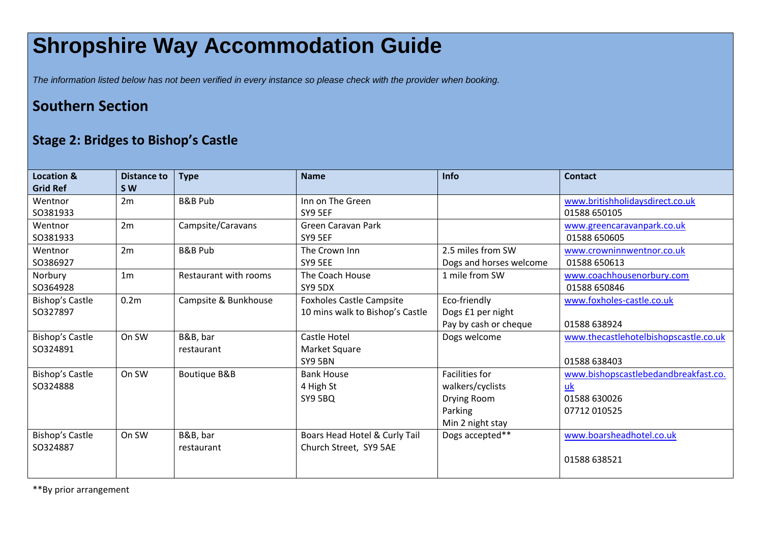# Shropshire Way Accommodation Guide

*The information listed below has not been verified in every instance so please check with the provider when booking.*

## Southern Section

### Stage 2: Bridges to Bishop's Castle

| Location & Grid Ref | Distance to S W | Type | Name | Info | Contact |
|---|---|---|---|---|---|
| Wentnor SO381933 | 2m | B&B Pub | Inn on The Green SY9 5EF | | www.britishholidaysdirect.co.uk 01588 650105 |
| Wentnor SO381933 | 2m | Campsite/Caravans | Green Caravan Park SY9 5EF | | www.greencaravanpark.co.uk 01588 650605 |
| Wentnor SO386927 | 2m | B&B Pub | The Crown Inn SY9 5EE | 2.5 miles from SW Dogs and horses welcome | www.crowninnwentnor.co.uk 01588 650613 |
| Norbury SO364928 | 1m | Restaurant with rooms | The Coach House SY9 5DX | 1 mile from SW | www.coachhousenorbury.com 01588 650846 |
| Bishop's Castle SO327897 | 0.2m | Campsite & Bunkhouse | Foxholes Castle Campsite 10 mins walk to Bishop's Castle | Eco-friendly Dogs £1 per night Pay by cash or cheque | www.foxholes-castle.co.uk 01588 638924 |
| Bishop's Castle SO324891 | On SW | B&B, bar restaurant | Castle Hotel Market Square SY9 5BN | Dogs welcome | www.thecastlehotelbishopscastle.co.uk 01588 638403 |
| Bishop's Castle SO324888 | On SW | Boutique B&B | Bank House 4 High St SY9 5BQ | Facilities for walkers/cyclists Drying Room Parking Min 2 night stay | www.bishopscastlebedandbreakfast.co.uk 01588 630026 07712 010525 |
| Bishop's Castle SO324887 | On SW | B&B, bar restaurant | Boars Head Hotel & Curly Tail Church Street, SY9 5AE | Dogs accepted** | www.boarsheadhotel.co.uk 01588 638521 |

**By prior arrangement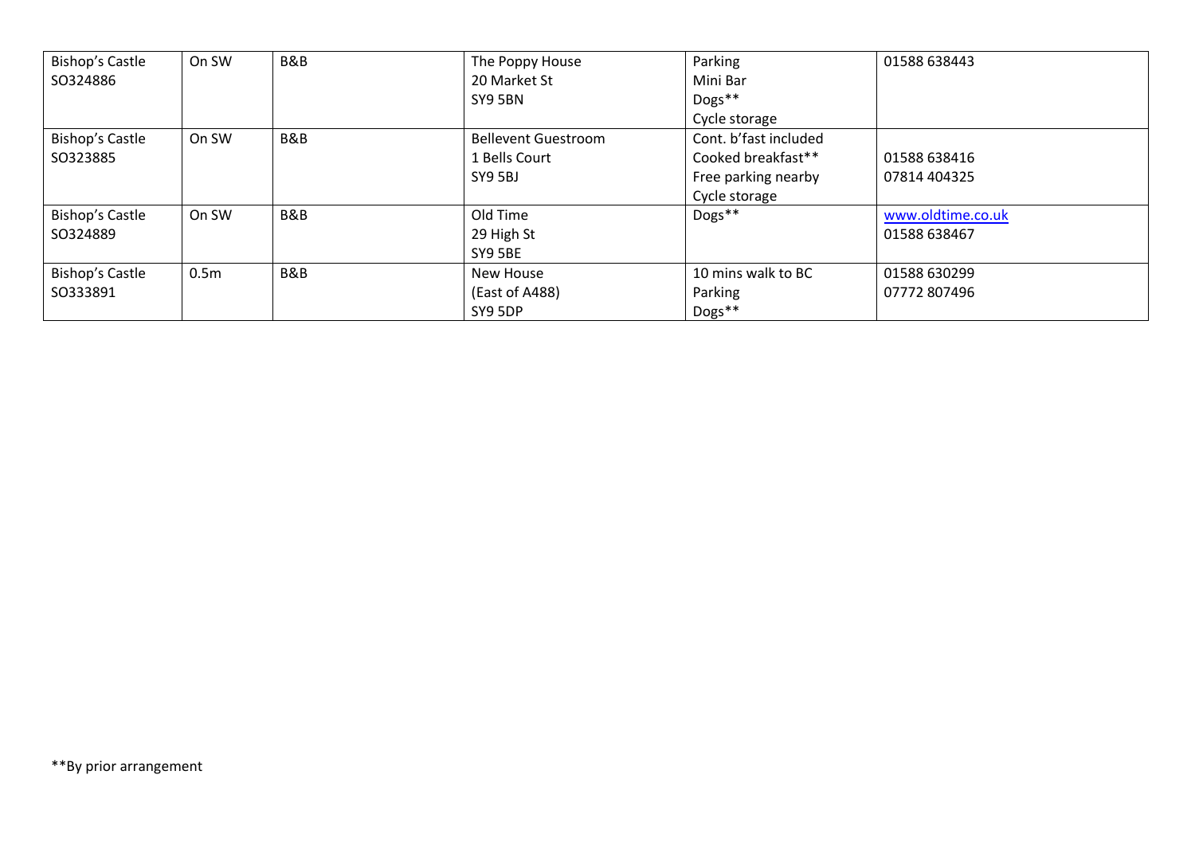| | | | | | |
|---|---|---|---|---|---|
| Bishop's Castle<br>SO324886 | On SW | B&B | The Poppy House<br>20 Market St<br>SY9 5BN | Parking<br>Mini Bar<br>Dogs**<br>Cycle storage | 01588 638443 |
| Bishop's Castle<br>SO323885 | On SW | B&B | Bellevent Guestroom<br>1 Bells Court<br>SY9 5BJ | Cont. b'fast included<br>Cooked breakfast**<br>Free parking nearby<br>Cycle storage | 01588 638416<br>07814 404325 |
| Bishop's Castle<br>SO324889 | On SW | B&B | Old Time<br>29 High St<br>SY9 5BE | Dogs** | www.oldtime.co.uk<br>01588 638467 |
| Bishop's Castle<br>SO333891 | 0.5m | B&B | New House<br>(East of A488)<br>SY9 5DP | 10 mins walk to BC<br>Parking<br>Dogs** | 01588 630299<br>07772 807496 |

**By prior arrangement